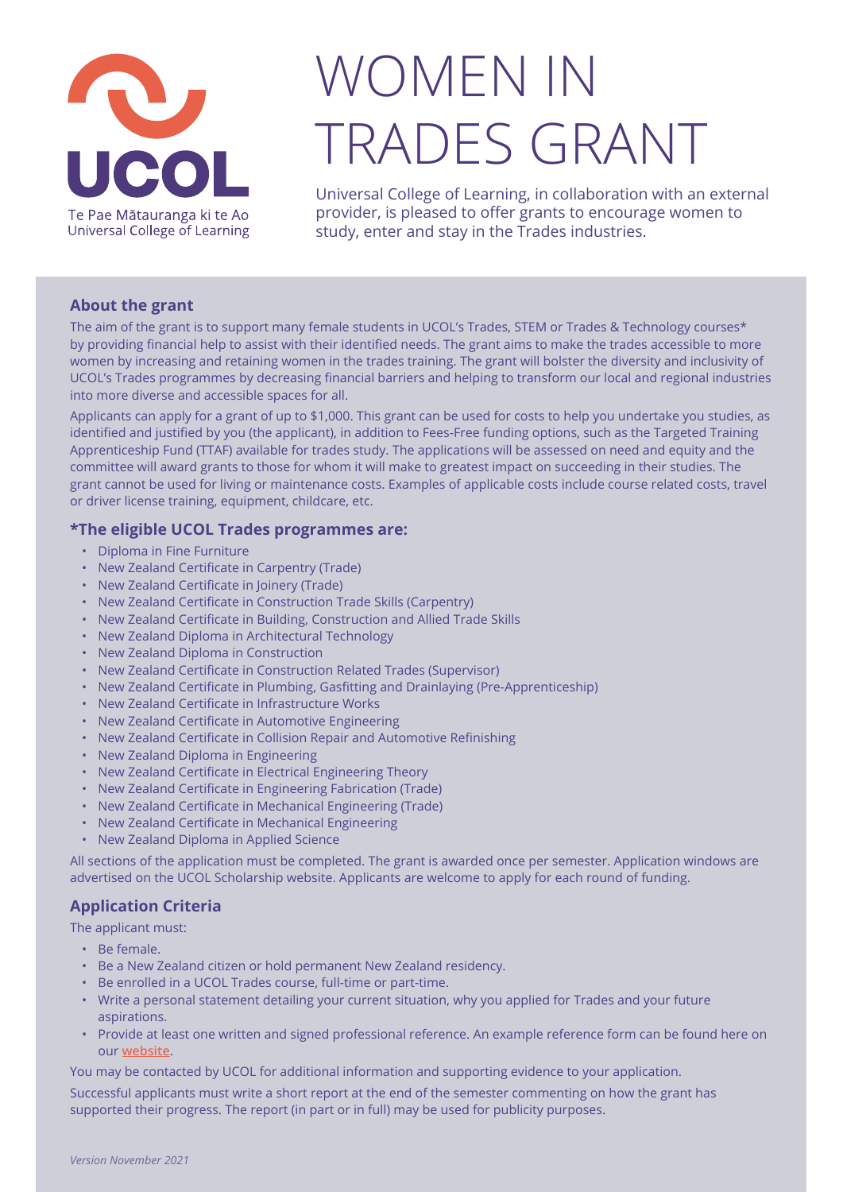UCOL

Te Pae Mātauranga ki te Ao
Universal College of Learning

# WOMEN IN TRADES GRANT

Universal College of Learning, in collaboration with an external provider, is pleased to offer grants to encourage women to study, enter and stay in the Trades industries.

### About the grant

The aim of the grant is to support many female students in UCOL's Trades, STEM or Trades & Technology courses* by providing financial help to assist with their identified needs. The grant aims to make the trades accessible to more women by increasing and retaining women in the trades training. The grant will bolster the diversity and inclusivity of UCOL's Trades programmes by decreasing financial barriers and helping to transform our local and regional industries into more diverse and accessible spaces for all.

Applicants can apply for a grant of up to $1,000. This grant can be used for costs to help you undertake you studies, as identified and justified by you (the applicant), in addition to Fees-Free funding options, such as the Targeted Training Apprenticeship Fund (TTAF) available for trades study. The applications will be assessed on need and equity and the committee will award grants to those for whom it will make to greatest impact on succeeding in their studies. The grant cannot be used for living or maintenance costs. Examples of applicable costs include course related costs, travel or driver license training, equipment, childcare, etc.

### *The eligible UCOL Trades programmes are:

- Diploma in Fine Furniture
- New Zealand Certificate in Carpentry (Trade)
- New Zealand Certificate in Joinery (Trade)
- New Zealand Certificate in Construction Trade Skills (Carpentry)
- New Zealand Certificate in Building, Construction and Allied Trade Skills
- New Zealand Diploma in Architectural Technology
- New Zealand Diploma in Construction
- New Zealand Certificate in Construction Related Trades (Supervisor)
- New Zealand Certificate in Plumbing, Gasfitting and Drainlaying (Pre-Apprenticeship)
- New Zealand Certificate in Infrastructure Works
- New Zealand Certificate in Automotive Engineering
- New Zealand Certificate in Collision Repair and Automotive Refinishing
- New Zealand Diploma in Engineering
- New Zealand Certificate in Electrical Engineering Theory
- New Zealand Certificate in Engineering Fabrication (Trade)
- New Zealand Certificate in Mechanical Engineering (Trade)
- New Zealand Certificate in Mechanical Engineering
- New Zealand Diploma in Applied Science

All sections of the application must be completed. The grant is awarded once per semester. Application windows are advertised on the UCOL Scholarship website. Applicants are welcome to apply for each round of funding.

### Application Criteria

The applicant must:

- Be female.
- Be a New Zealand citizen or hold permanent New Zealand residency.
- Be enrolled in a UCOL Trades course, full-time or part-time.
- Write a personal statement detailing your current situation, why you applied for Trades and your future aspirations.
- Provide at least one written and signed professional reference. An example reference form can be found here on our **website**.

You may be contacted by UCOL for additional information and supporting evidence to your application.

Successful applicants must write a short report at the end of the semester commenting on how the grant has supported their progress. The report (in part or in full) may be used for publicity purposes.

*Version November 2021*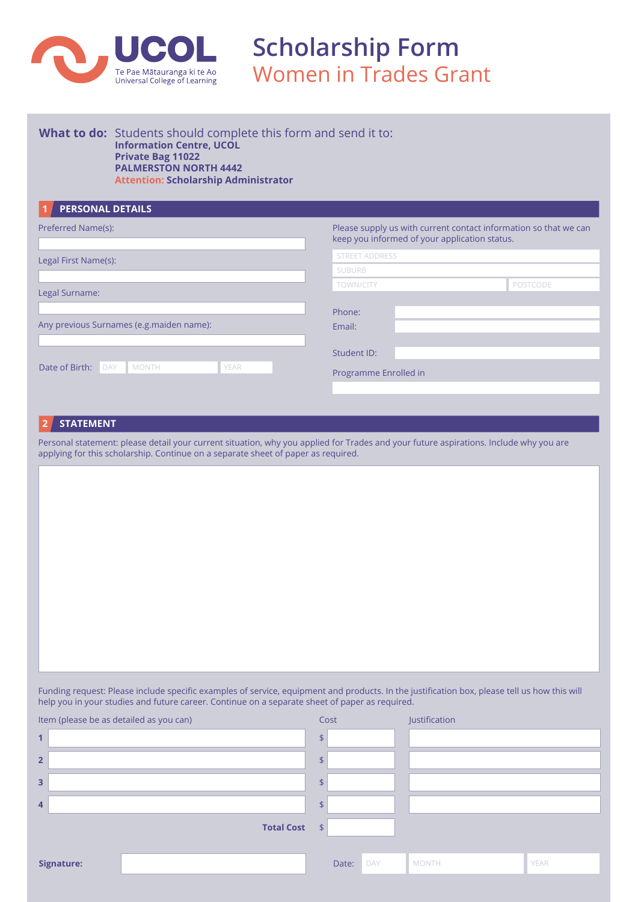UCOL
Te Pae Mātauranga ki te Ao
Universal College of Learning

# Scholarship Form
## Women in Trades Grant

**What to do:** Students should complete this form and send it to:
**Information Centre, UCOL**
**Private Bag 11022**
**PALMERSTON NORTH 4442**
**Attention: Scholarship Administrator**

## 1 PERSONAL DETAILS

Preferred Name(s):

Legal First Name(s):

Legal Surname:

Any previous Surnames (e.g.maiden name):

Date of Birth: DAY MONTH YEAR

Please supply us with current contact information so that we can keep you informed of your application status.

STREET ADDRESS

SUBURB

TOWN/CITY POSTCODE

Phone:

Email:

Student ID:

Programme Enrolled in

## 2 STATEMENT

Personal statement: please detail your current situation, why you applied for Trades and your future aspirations. Include why you are applying for this scholarship. Continue on a separate sheet of paper as required.

Funding request: Please include specific examples of service, equipment and products. In the justification box, please tell us how this will help you in your studies and future career. Continue on a separate sheet of paper as required.

| | Item (please be as detailed as you can) | Cost | Justification |
|---|---|---|---|
| 1 | | $ | |
| 2 | | $ | |
| 3 | | $ | |
| 4 | | $ | |
| | **Total Cost** | $ | |

**Signature:**

Date: DAY MONTH YEAR